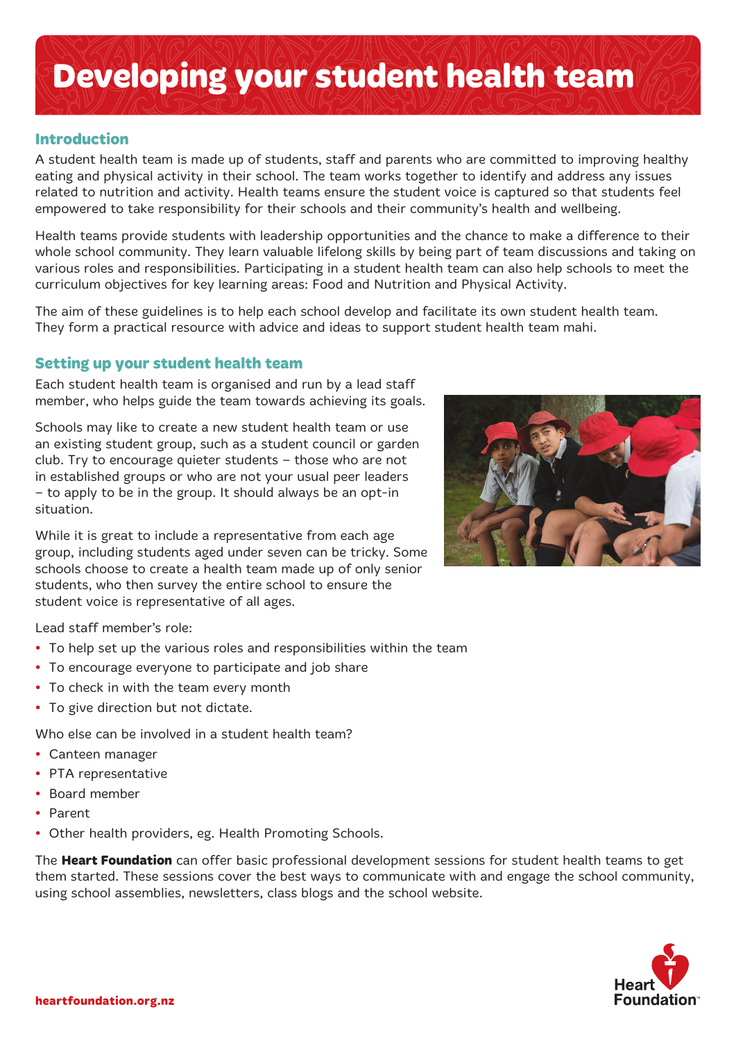# Developing your student health team

## Introduction

A student health team is made up of students, staff and parents who are committed to improving healthy eating and physical activity in their school. The team works together to identify and address any issues related to nutrition and activity. Health teams ensure the student voice is captured so that students feel empowered to take responsibility for their schools and their community's health and wellbeing.

Health teams provide students with leadership opportunities and the chance to make a difference to their whole school community. They learn valuable lifelong skills by being part of team discussions and taking on various roles and responsibilities. Participating in a student health team can also help schools to meet the curriculum objectives for key learning areas: Food and Nutrition and Physical Activity.

The aim of these guidelines is to help each school develop and facilitate its own student health team. They form a practical resource with advice and ideas to support student health team mahi.

## Setting up your student health team

Each student health team is organised and run by a lead staff member, who helps guide the team towards achieving its goals.

Schools may like to create a new student health team or use an existing student group, such as a student council or garden club. Try to encourage quieter students – those who are not in established groups or who are not your usual peer leaders – to apply to be in the group. It should always be an opt-in situation.

While it is great to include a representative from each age group, including students aged under seven can be tricky. Some schools choose to create a health team made up of only senior students, who then survey the entire school to ensure the student voice is representative of all ages.

Lead staff member's role:

- To help set up the various roles and responsibilities within the team
- To encourage everyone to participate and job share
- To check in with the team every month
- To give direction but not dictate.

Who else can be involved in a student health team?

- Canteen manager
- PTA representative
- Board member
- Parent
- Other health providers, eg. Health Promoting Schools.

The **Heart Foundation** can offer basic professional development sessions for student health teams to get them started. These sessions cover the best ways to communicate with and engage the school community, using school assemblies, newsletters, class blogs and the school website.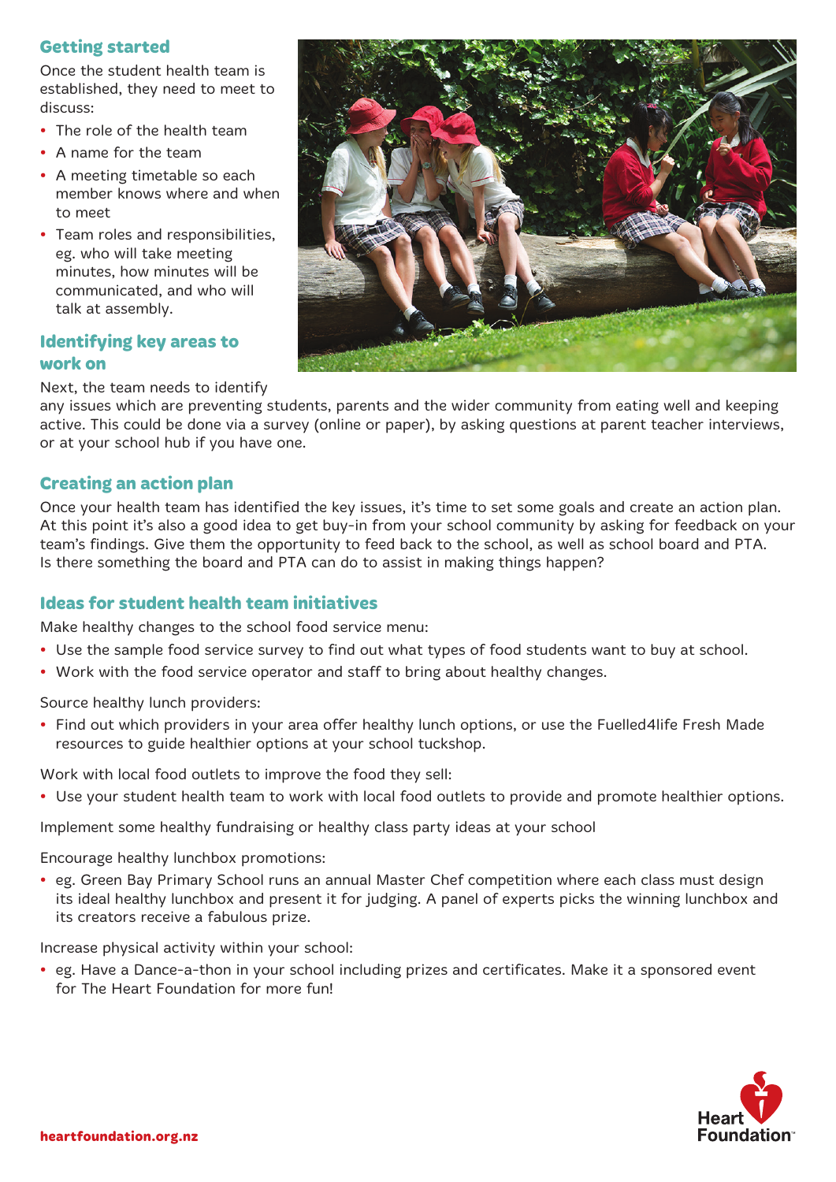## Getting started

Once the student health team is established, they need to meet to discuss:

- The role of the health team
- A name for the team
- A meeting timetable so each member knows where and when to meet
- Team roles and responsibilities, eg. who will take meeting minutes, how minutes will be communicated, and who will talk at assembly.

## Identifying key areas to work on

Next, the team needs to identify any issues which are preventing students, parents and the wider community from eating well and keeping active. This could be done via a survey (online or paper), by asking questions at parent teacher interviews, or at your school hub if you have one.

## Creating an action plan

Once your health team has identified the key issues, it's time to set some goals and create an action plan. At this point it's also a good idea to get buy-in from your school community by asking for feedback on your team's findings. Give them the opportunity to feed back to the school, as well as school board and PTA. Is there something the board and PTA can do to assist in making things happen?

## Ideas for student health team initiatives

Make healthy changes to the school food service menu:

- Use the sample food service survey to find out what types of food students want to buy at school.
- Work with the food service operator and staff to bring about healthy changes.

Source healthy lunch providers:

- Find out which providers in your area offer healthy lunch options, or use the Fuelled4life Fresh Made resources to guide healthier options at your school tuckshop.

Work with local food outlets to improve the food they sell:

- Use your student health team to work with local food outlets to provide and promote healthier options.

Implement some healthy fundraising or healthy class party ideas at your school

Encourage healthy lunchbox promotions:

- eg. Green Bay Primary School runs an annual Master Chef competition where each class must design its ideal healthy lunchbox and present it for judging. A panel of experts picks the winning lunchbox and its creators receive a fabulous prize.

Increase physical activity within your school:

- eg. Have a Dance-a-thon in your school including prizes and certificates. Make it a sponsored event for The Heart Foundation for more fun!

heartfoundation.org.nz

Heart Foundation